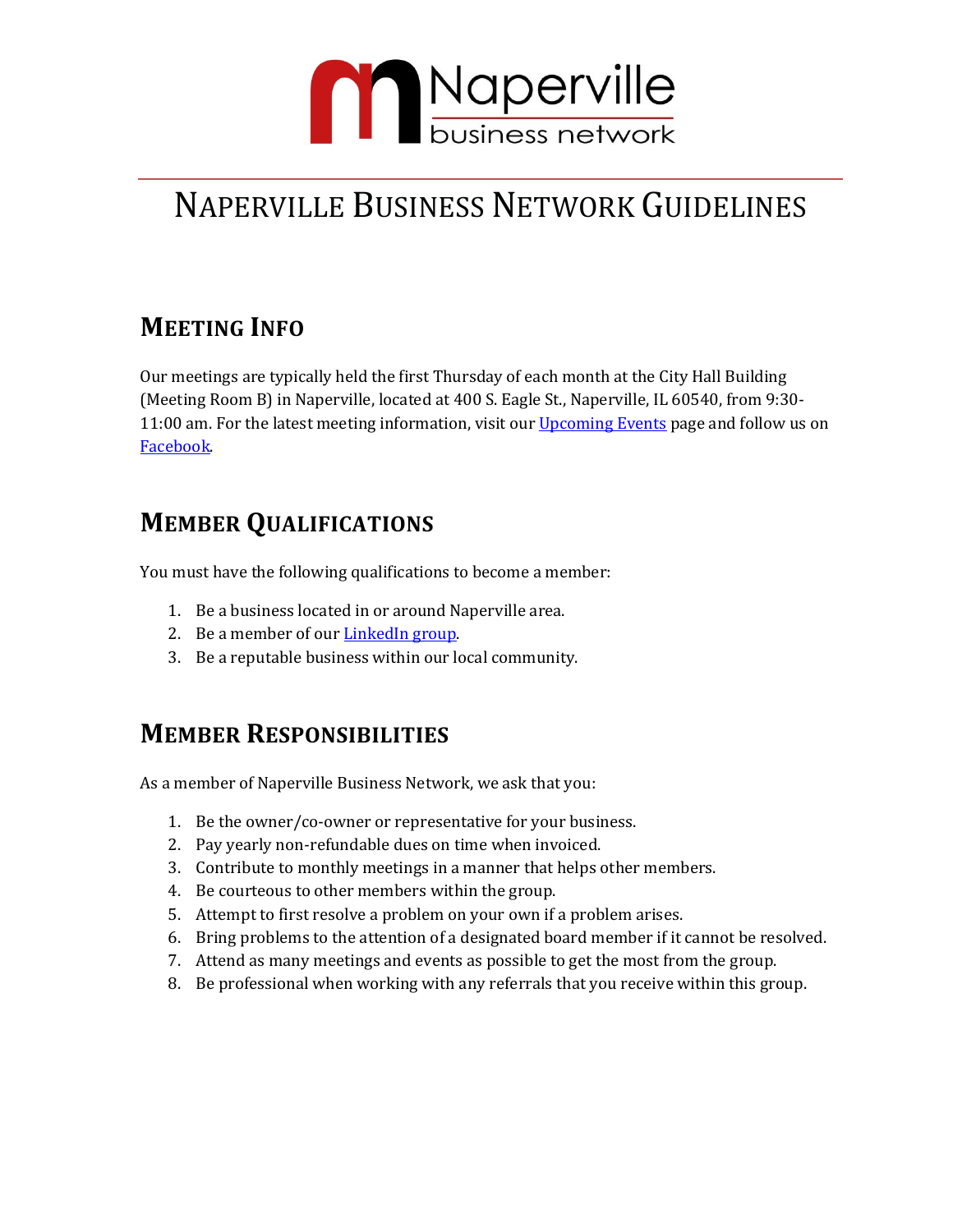# Naperville Business Network Guidelines

## Meeting Info

Our meetings are typically held the first Thursday of each month at the City Hall Building (Meeting Room B) in Naperville, located at 400 S. Eagle St., Naperville, IL 60540, from 9:30-11:00 am. For the latest meeting information, visit our Upcoming Events page and follow us on Facebook.

## Member Qualifications

You must have the following qualifications to become a member:

1. Be a business located in or around Naperville area.
2. Be a member of our LinkedIn group.
3. Be a reputable business within our local community.

## Member Responsibilities

As a member of Naperville Business Network, we ask that you:

1. Be the owner/co-owner or representative for your business.
2. Pay yearly non-refundable dues on time when invoiced.
3. Contribute to monthly meetings in a manner that helps other members.
4. Be courteous to other members within the group.
5. Attempt to first resolve a problem on your own if a problem arises.
6. Bring problems to the attention of a designated board member if it cannot be resolved.
7. Attend as many meetings and events as possible to get the most from the group.
8. Be professional when working with any referrals that you receive within this group.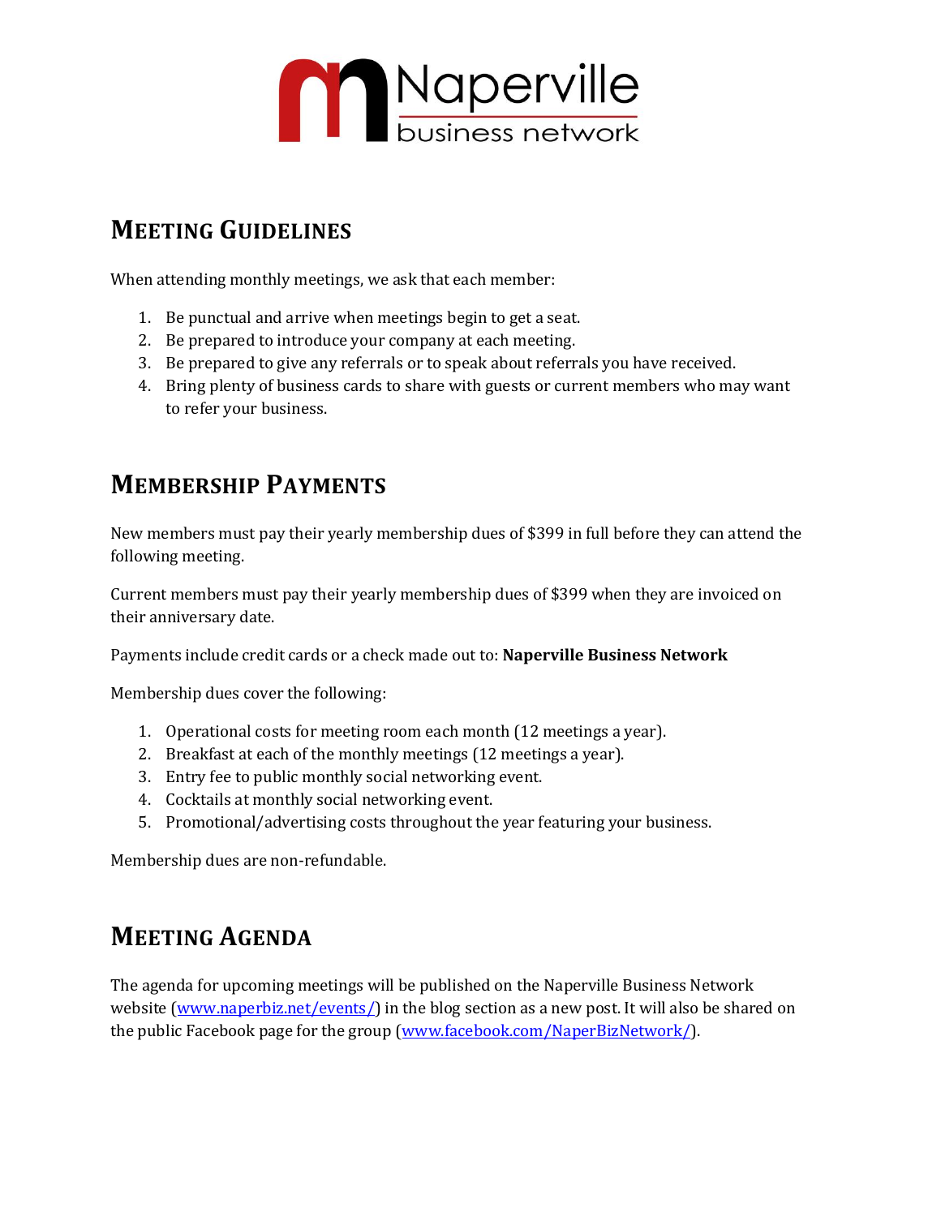Naperville business network

## Meeting Guidelines

When attending monthly meetings, we ask that each member:

1. Be punctual and arrive when meetings begin to get a seat.
2. Be prepared to introduce your company at each meeting.
3. Be prepared to give any referrals or to speak about referrals you have received.
4. Bring plenty of business cards to share with guests or current members who may want to refer your business.

## Membership Payments

New members must pay their yearly membership dues of $399 in full before they can attend the following meeting.

Current members must pay their yearly membership dues of $399 when they are invoiced on their anniversary date.

Payments include credit cards or a check made out to: **Naperville Business Network**

Membership dues cover the following:

1. Operational costs for meeting room each month (12 meetings a year).
2. Breakfast at each of the monthly meetings (12 meetings a year).
3. Entry fee to public monthly social networking event.
4. Cocktails at monthly social networking event.
5. Promotional/advertising costs throughout the year featuring your business.

Membership dues are non-refundable.

## Meeting Agenda

The agenda for upcoming meetings will be published on the Naperville Business Network website ([www.naperbiz.net/events/](http://www.naperbiz.net/events/)) in the blog section as a new post. It will also be shared on the public Facebook page for the group ([www.facebook.com/NaperBizNetwork/](http://www.facebook.com/NaperBizNetwork/)).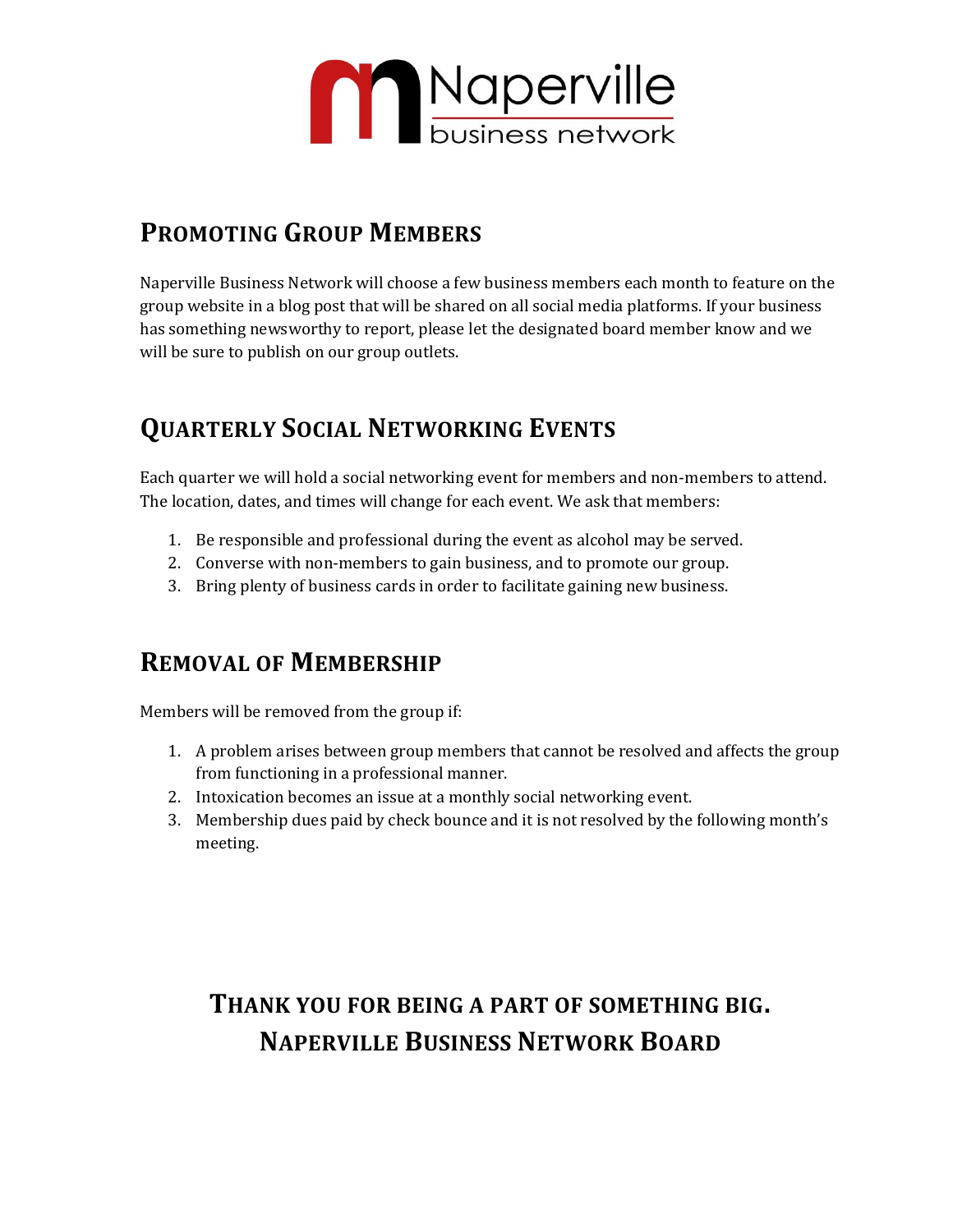Naperville business network

## Promoting Group Members

Naperville Business Network will choose a few business members each month to feature on the group website in a blog post that will be shared on all social media platforms. If your business has something newsworthy to report, please let the designated board member know and we will be sure to publish on our group outlets.

## Quarterly Social Networking Events

Each quarter we will hold a social networking event for members and non-members to attend. The location, dates, and times will change for each event. We ask that members:

1. Be responsible and professional during the event as alcohol may be served.
2. Converse with non-members to gain business, and to promote our group.
3. Bring plenty of business cards in order to facilitate gaining new business.

## Removal of Membership

Members will be removed from the group if:

1. A problem arises between group members that cannot be resolved and affects the group from functioning in a professional manner.
2. Intoxication becomes an issue at a monthly social networking event.
3. Membership dues paid by check bounce and it is not resolved by the following month's meeting.

**Thank you for being a part of something big.**
**Naperville Business Network Board**